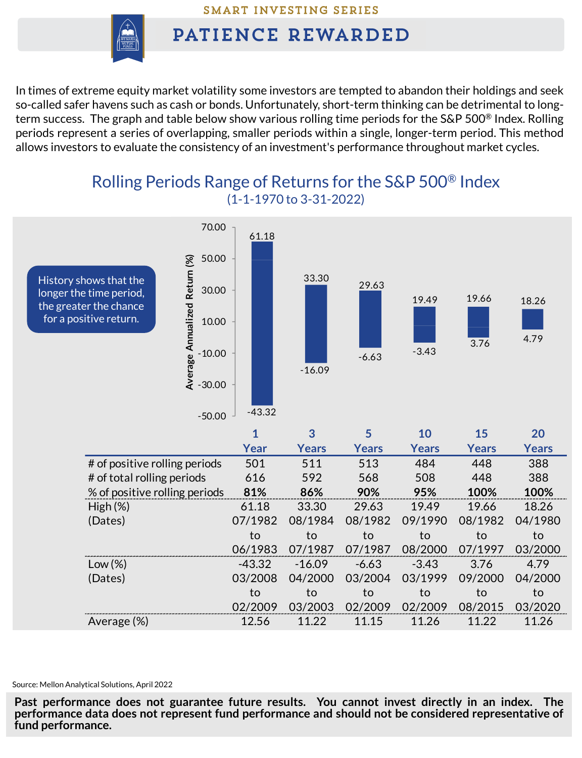SMART INVESTING SERIES

# PATIENCE REWARDED

In times of extreme equity market volatility some investors are tempted to abandon their holdings and seek so-called safer havens such as cash or bonds. Unfortunately, short-term thinking can be detrimental to long-term success. The graph and table below show various rolling time periods for the S&P 500® Index. Rolling periods represent a series of overlapping, smaller periods within a single, longer-term period. This method allows investors to evaluate the consistency of an investment's performance throughout market cycles.

## Rolling Periods Range of Returns for the S&P 500® Index

(1-1-1970 to 3-31-2022)

History shows that the longer the time period, the greater the chance for a positive return.

| | 1 Year | 3 Years | 5 Years | 10 Years | 15 Years | 20 Years |
|---|---|---|---|---|---|---|
| # of positive rolling periods | 501 | 511 | 513 | 484 | 448 | 388 |
| # of total rolling periods | 616 | 592 | 568 | 508 | 448 | 388 |
| % of positive rolling periods | **81%** | **86%** | **90%** | **95%** | **100%** | **100%** |
| High (%) | 61.18 | 33.30 | 29.63 | 19.49 | 19.66 | 18.26 |
| (Dates) | 07/1982 to 06/1983 | 08/1984 to 07/1987 | 08/1982 to 07/1987 | 09/1990 to 08/2000 | 08/1982 to 07/1997 | 04/1980 to 03/2000 |
| Low (%) | -43.32 | -16.09 | -6.63 | -3.43 | 3.76 | 4.79 |
| (Dates) | 03/2008 to 02/2009 | 04/2000 to 03/2003 | 03/2004 to 02/2009 | 03/1999 to 02/2009 | 09/2000 to 08/2015 | 04/2000 to 03/2020 |
| Average (%) | 12.56 | 11.22 | 11.15 | 11.26 | 11.22 | 11.26 |

Source: Mellon Analytical Solutions, April 2022

**Past performance does not guarantee future results. You cannot invest directly in an index. The performance data does not represent fund performance and should not be considered representative of fund performance.**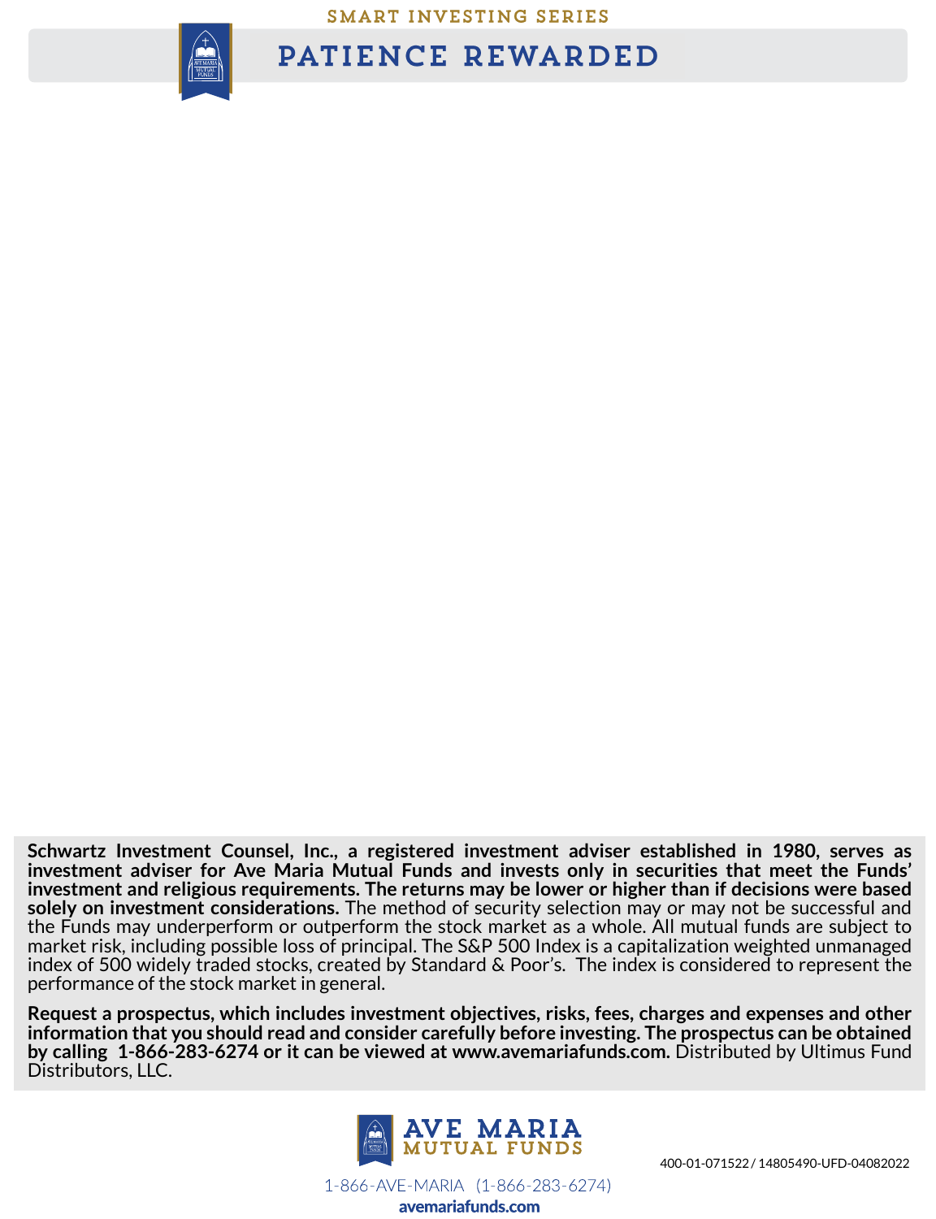SMART INVESTING SERIES

# PATIENCE REWARDED

**Schwartz Investment Counsel, Inc., a registered investment adviser established in 1980, serves as investment adviser for Ave Maria Mutual Funds and invests only in securities that meet the Funds' investment and religious requirements. The returns may be lower or higher than if decisions were based solely on investment considerations.** The method of security selection may or may not be successful and the Funds may underperform or outperform the stock market as a whole. All mutual funds are subject to market risk, including possible loss of principal. The S&P 500 Index is a capitalization weighted unmanaged index of 500 widely traded stocks, created by Standard & Poor's. The index is considered to represent the performance of the stock market in general.

**Request a prospectus, which includes investment objectives, risks, fees, charges and expenses and other information that you should read and consider carefully before investing. The prospectus can be obtained by calling 1-866-283-6274 or it can be viewed at www.avemariafunds.com.** Distributed by Ultimus Fund Distributors, LLC.

AVE MARIA MUTUAL FUNDS

400-01-071522 / 14805490-UFD-04082022

1-866-AVE-MARIA (1-866-283-6274)

**avemariafunds.com**